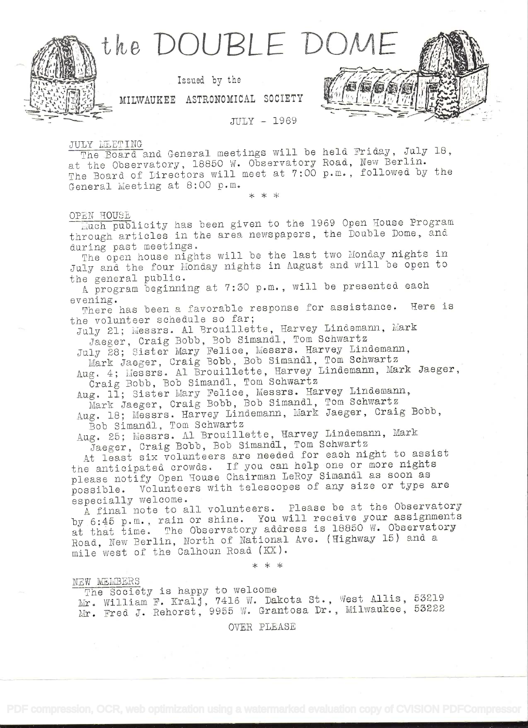# the DOUBLE DOME

Issued by the

MILWAUKEE ASTRONOMICAL SOCIETY

JULY - 1969

## JULY MEETING

The Board and General meetings will be held Friday, July 18, at the Observatory, 18850 W. Observatory Road, New Berlin. The Board of Directors will meet at 7:00 p.m., followed by the General Meeting at 8:00 p.m.

\* \* \*

## OPEN HOUSE

Much publicity has been given to the 1969 Open House Program through articles in the area newspapers, the Double Dome, and during past meetings.

The open house nights will be the last two Monday nights in July and the four Monday nights in August and will be open to the general public.

A program beginning at 7:30 p.m., will be presented each evening.

There has been a favorable response for assistance. Here is the volunteer schedule so far;

July 21; Messrs. Al Brouillette, Harvey Lindemann, Mark Jaeger, Craig Bobb, Bob Simandl, Tom Schwartz

July 28; Sister Mary Felice, Messrs. Harvey Lindemann, Mark Jaeger, Craig Bobb, Bob Simandl, Tom Schwartz

Aug. 4; Messrs. Al Brouillette, Harvey Lindemann, Mark Jaeger, Craig Bobb, Bob Simandl, Tom Schwartz

Aug. 11; Sister Mary Felice, Messrs. Harvey Lindemann, Mark Jaeger, Craig Bobb, Bob Simandl, Tom Schwartz

Aug. 18; Messrs. Harvey Lindemann, Mark Jaeger, Craig Bobb, Bob Simandl, Tom Schwartz

Aug. 25; Messrs. Al Brouillette, Harvey Lindemann, Mark Jaeger, Craig Bobb, Bob Simandl, Tom Schwartz

At least six volunteers are needed for each night to assist the anticipated crowds. If you can help one or more nights please notify Open House Chairman LeRoy Simandl as soon as possible. Volunteers with telescopes of any size or type are especially welcome.

A final note to all volunteers. Please be at the Observatory by 6:45 p.m., rain or shine. You will receive your assignments at that time. The Observatory address is 18850 W. Observatory Road, New Berlin, North of National Ave. (Highway 15) and a mile west of the Calhoun Road (KX).

\* \* \*

## NEW MEMBERS

The Society is happy to welcome

Mr. William F. Kralj, 7416 W. Dakota St., West Allis, 53219

Mr. Fred J. Rehorst, 9955 W. Grantosa Dr., Milwaukee, 53222

OVER PLEASE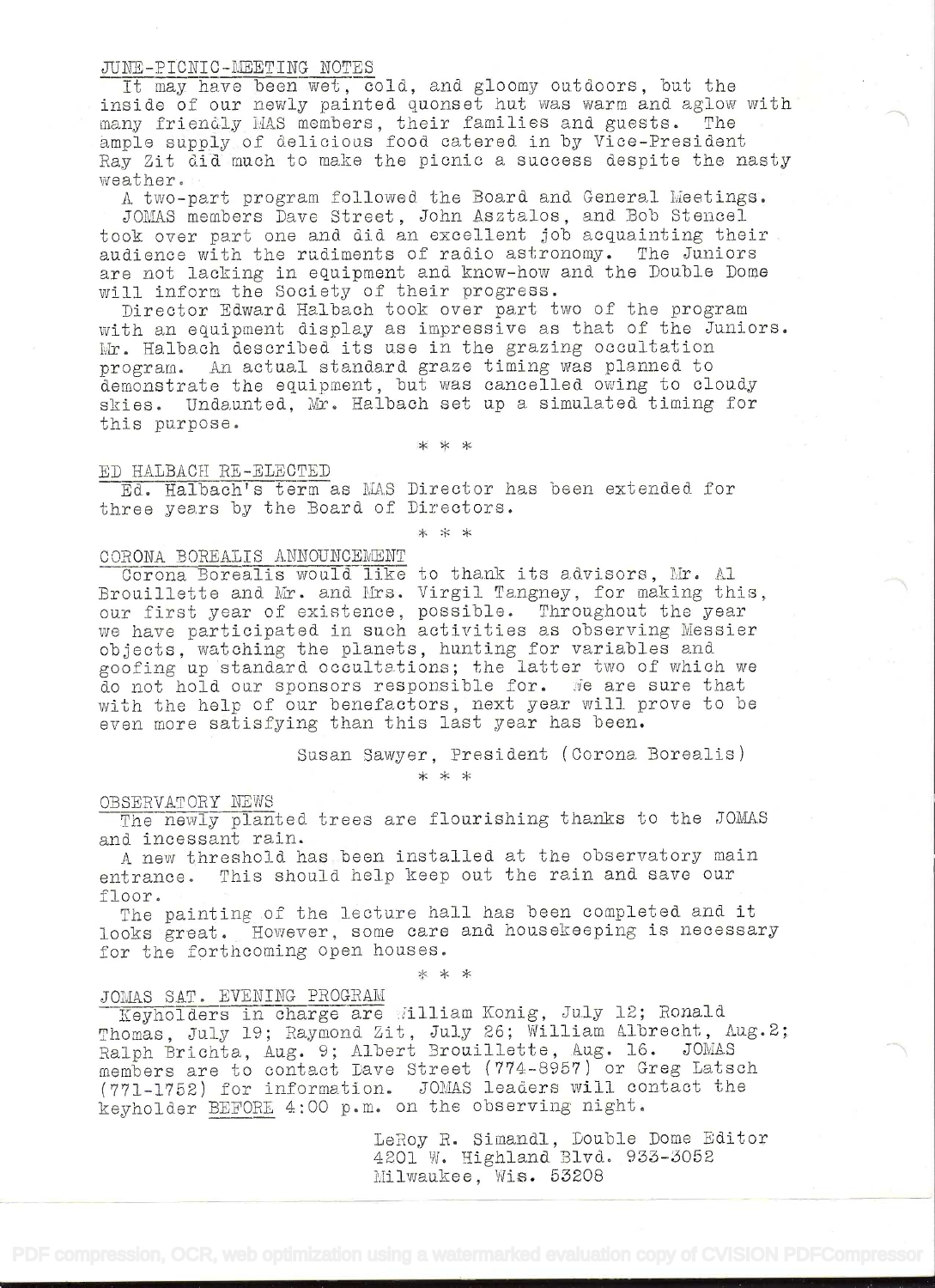## JUNE-PICNIC-MEETING NOTES

It may have been wet, cold, and gloomy outdoors, but the inside of our newly painted quonset hut was warm and aglow with many friendly MAS members, their families and guests. The ample supply of delicious food catered in by Vice-President Ray Zit did much to make the picnic a success despite the nasty weather.

A two-part program followed the Board and General Meetings. JOMAS members Dave Street, John Asztalos, and Bob Stencel took over part one and did an excellent job acquainting their audience with the rudiments of radio astronomy. The Juniors are not lacking in equipment and know-how and the Double Dome will inform the Society of their progress.

Director Edward Halbach took over part two of the program with an equipment display as impressive as that of the Juniors. Mr. Halbach described its use in the grazing occultation program. An actual standard graze timing was planned to demonstrate the equipment, but was cancelled owing to cloudy skies. Undaunted, Mr. Halbach set up a simulated timing for this purpose.

\* \* \*

## ED HALBACH RE-ELECTED

Ed. Halbach's term as MAS Director has been extended for three years by the Board of Directors.

\* \* \*

## CORONA BOREALIS ANNOUNCEMENT

Corona Borealis would like to thank its advisors, Mr. Al Brouillette and Mr. and Mrs. Virgil Tangney, for making this, our first year of existence, possible. Throughout the year we have participated in such activities as observing Messier objects, watching the planets, hunting for variables and goofing up standard occultations; the latter two of which we do not hold our sponsors responsible for. We are sure that with the help of our benefactors, next year will prove to be even more satisfying than this last year has been.

Susan Sawyer, President (Corona Borealis)

\* \* \*

## OBSERVATORY NEWS

The newly planted trees are flourishing thanks to the JOMAS and incessant rain.

A new threshold has been installed at the observatory main entrance. This should help keep out the rain and save our floor.

The painting of the lecture hall has been completed and it looks great. However, some care and housekeeping is necessary for the forthcoming open houses.

\* \* \*

## JOMAS SAT. EVENING PROGRAM

Keyholders in charge are William Konig, July 12; Ronald Thomas, July 19; Raymond Zit, July 26; William Albrecht, Aug.2; Ralph Brichta, Aug. 9; Albert Brouillette, Aug. 16. JOMAS members are to contact Dave Street (774-8957) or Greg Latsch (771-1752) for information. JOMAS leaders will contact the keyholder BEFORE 4:00 p.m. on the observing night.

LeRoy R. Simandl, Double Dome Editor
4201 W. Highland Blvd. 933-3052
Milwaukee, Wis. 53208